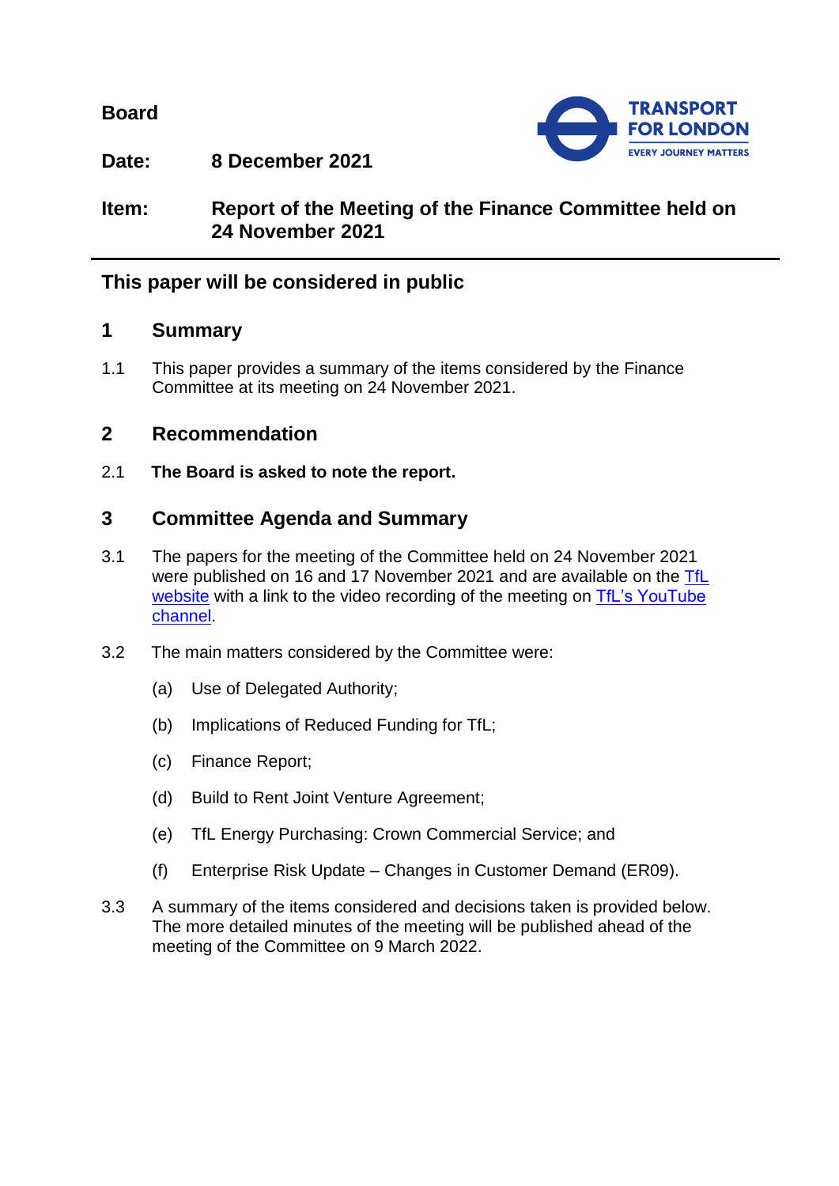**Board**

**Date:** **8 December 2021**

**Item:** **Report of the Meeting of the Finance Committee held on 24 November 2021**

**This paper will be considered in public**

## 1 Summary

1.1 This paper provides a summary of the items considered by the Finance Committee at its meeting on 24 November 2021.

## 2 Recommendation

2.1 **The Board is asked to note the report.**

## 3 Committee Agenda and Summary

3.1 The papers for the meeting of the Committee held on 24 November 2021 were published on 16 and 17 November 2021 and are available on the TfL website with a link to the video recording of the meeting on TfL's YouTube channel.

3.2 The main matters considered by the Committee were:

(a) Use of Delegated Authority;

(b) Implications of Reduced Funding for TfL;

(c) Finance Report;

(d) Build to Rent Joint Venture Agreement;

(e) TfL Energy Purchasing: Crown Commercial Service; and

(f) Enterprise Risk Update – Changes in Customer Demand (ER09).

3.3 A summary of the items considered and decisions taken is provided below. The more detailed minutes of the meeting will be published ahead of the meeting of the Committee on 9 March 2022.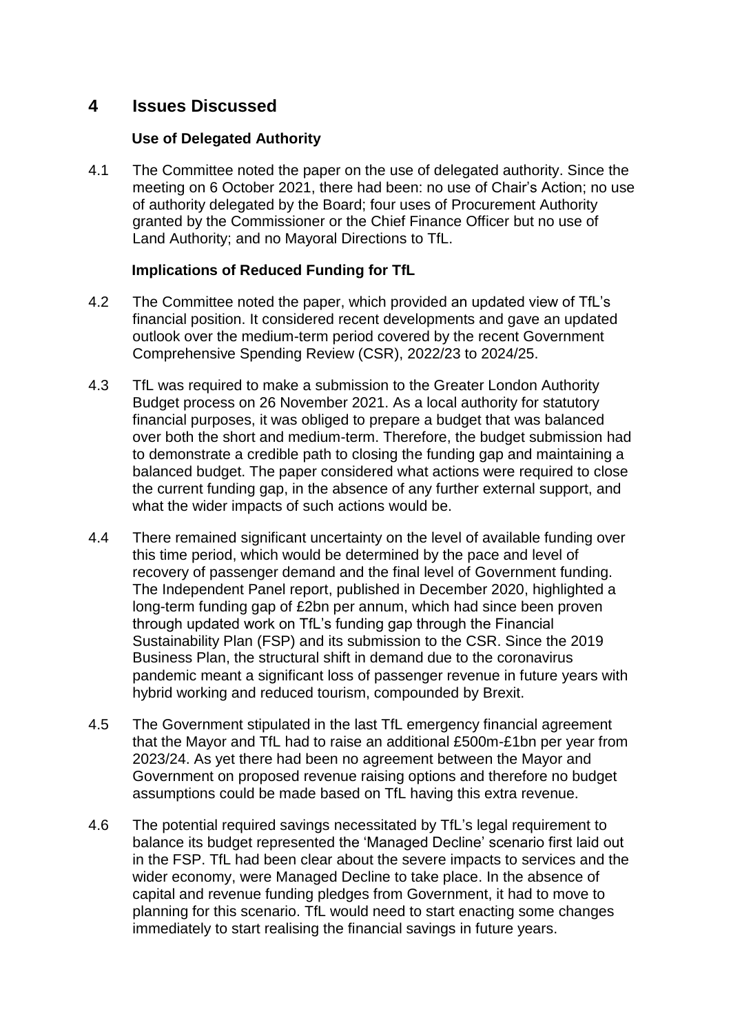## 4 Issues Discussed

### Use of Delegated Authority

4.1 The Committee noted the paper on the use of delegated authority. Since the meeting on 6 October 2021, there had been: no use of Chair's Action; no use of authority delegated by the Board; four uses of Procurement Authority granted by the Commissioner or the Chief Finance Officer but no use of Land Authority; and no Mayoral Directions to TfL.

### Implications of Reduced Funding for TfL

4.2 The Committee noted the paper, which provided an updated view of TfL's financial position. It considered recent developments and gave an updated outlook over the medium-term period covered by the recent Government Comprehensive Spending Review (CSR), 2022/23 to 2024/25.

4.3 TfL was required to make a submission to the Greater London Authority Budget process on 26 November 2021. As a local authority for statutory financial purposes, it was obliged to prepare a budget that was balanced over both the short and medium-term. Therefore, the budget submission had to demonstrate a credible path to closing the funding gap and maintaining a balanced budget. The paper considered what actions were required to close the current funding gap, in the absence of any further external support, and what the wider impacts of such actions would be.

4.4 There remained significant uncertainty on the level of available funding over this time period, which would be determined by the pace and level of recovery of passenger demand and the final level of Government funding. The Independent Panel report, published in December 2020, highlighted a long-term funding gap of £2bn per annum, which had since been proven through updated work on TfL's funding gap through the Financial Sustainability Plan (FSP) and its submission to the CSR. Since the 2019 Business Plan, the structural shift in demand due to the coronavirus pandemic meant a significant loss of passenger revenue in future years with hybrid working and reduced tourism, compounded by Brexit.

4.5 The Government stipulated in the last TfL emergency financial agreement that the Mayor and TfL had to raise an additional £500m-£1bn per year from 2023/24. As yet there had been no agreement between the Mayor and Government on proposed revenue raising options and therefore no budget assumptions could be made based on TfL having this extra revenue.

4.6 The potential required savings necessitated by TfL's legal requirement to balance its budget represented the 'Managed Decline' scenario first laid out in the FSP. TfL had been clear about the severe impacts to services and the wider economy, were Managed Decline to take place. In the absence of capital and revenue funding pledges from Government, it had to move to planning for this scenario. TfL would need to start enacting some changes immediately to start realising the financial savings in future years.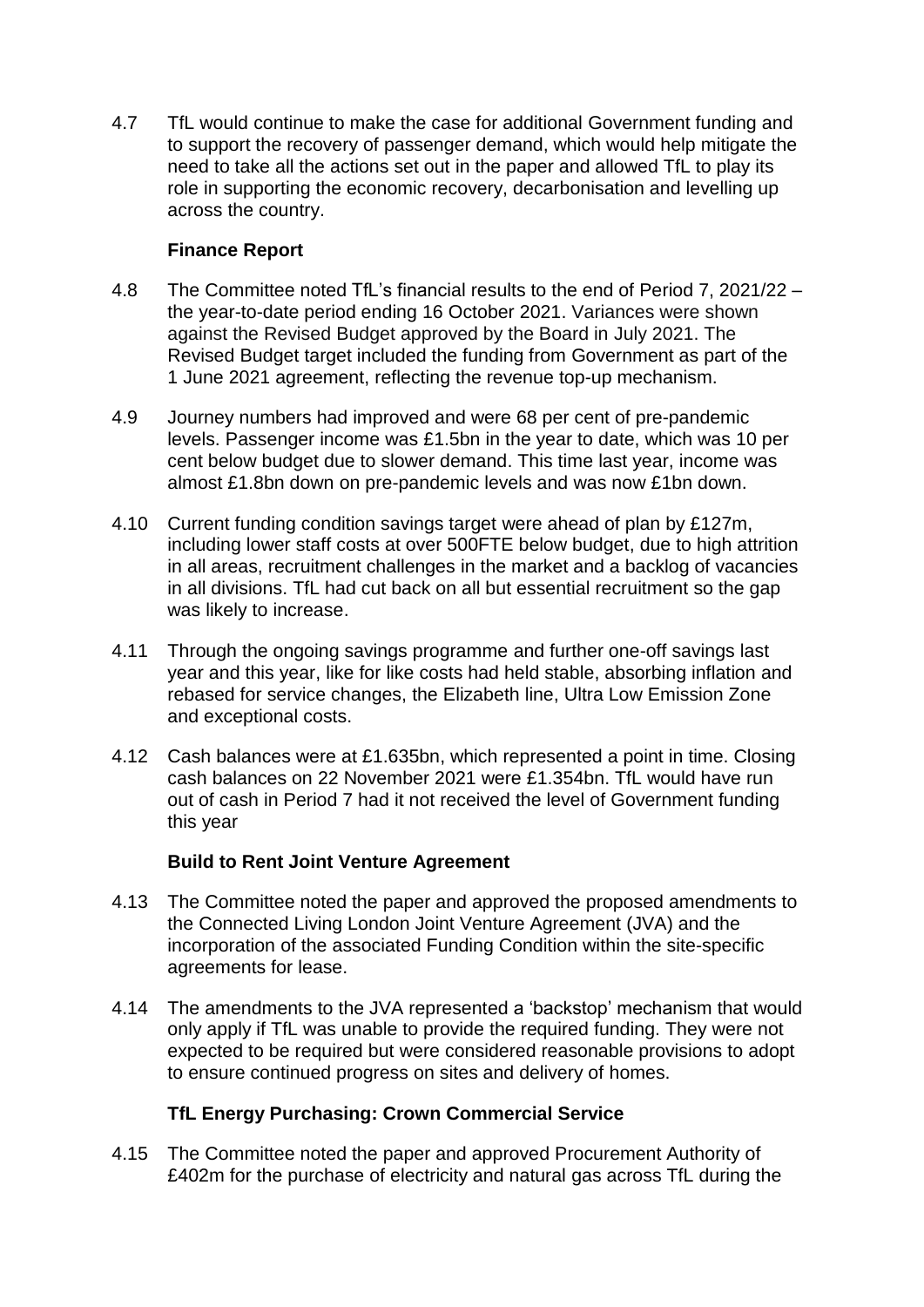4.7 TfL would continue to make the case for additional Government funding and to support the recovery of passenger demand, which would help mitigate the need to take all the actions set out in the paper and allowed TfL to play its role in supporting the economic recovery, decarbonisation and levelling up across the country.

### Finance Report

4.8 The Committee noted TfL's financial results to the end of Period 7, 2021/22 – the year-to-date period ending 16 October 2021. Variances were shown against the Revised Budget approved by the Board in July 2021. The Revised Budget target included the funding from Government as part of the 1 June 2021 agreement, reflecting the revenue top-up mechanism.

4.9 Journey numbers had improved and were 68 per cent of pre-pandemic levels. Passenger income was £1.5bn in the year to date, which was 10 per cent below budget due to slower demand. This time last year, income was almost £1.8bn down on pre-pandemic levels and was now £1bn down.

4.10 Current funding condition savings target were ahead of plan by £127m, including lower staff costs at over 500FTE below budget, due to high attrition in all areas, recruitment challenges in the market and a backlog of vacancies in all divisions. TfL had cut back on all but essential recruitment so the gap was likely to increase.

4.11 Through the ongoing savings programme and further one-off savings last year and this year, like for like costs had held stable, absorbing inflation and rebased for service changes, the Elizabeth line, Ultra Low Emission Zone and exceptional costs.

4.12 Cash balances were at £1.635bn, which represented a point in time. Closing cash balances on 22 November 2021 were £1.354bn. TfL would have run out of cash in Period 7 had it not received the level of Government funding this year

### Build to Rent Joint Venture Agreement

4.13 The Committee noted the paper and approved the proposed amendments to the Connected Living London Joint Venture Agreement (JVA) and the incorporation of the associated Funding Condition within the site-specific agreements for lease.

4.14 The amendments to the JVA represented a 'backstop' mechanism that would only apply if TfL was unable to provide the required funding. They were not expected to be required but were considered reasonable provisions to adopt to ensure continued progress on sites and delivery of homes.

### TfL Energy Purchasing: Crown Commercial Service

4.15 The Committee noted the paper and approved Procurement Authority of £402m for the purchase of electricity and natural gas across TfL during the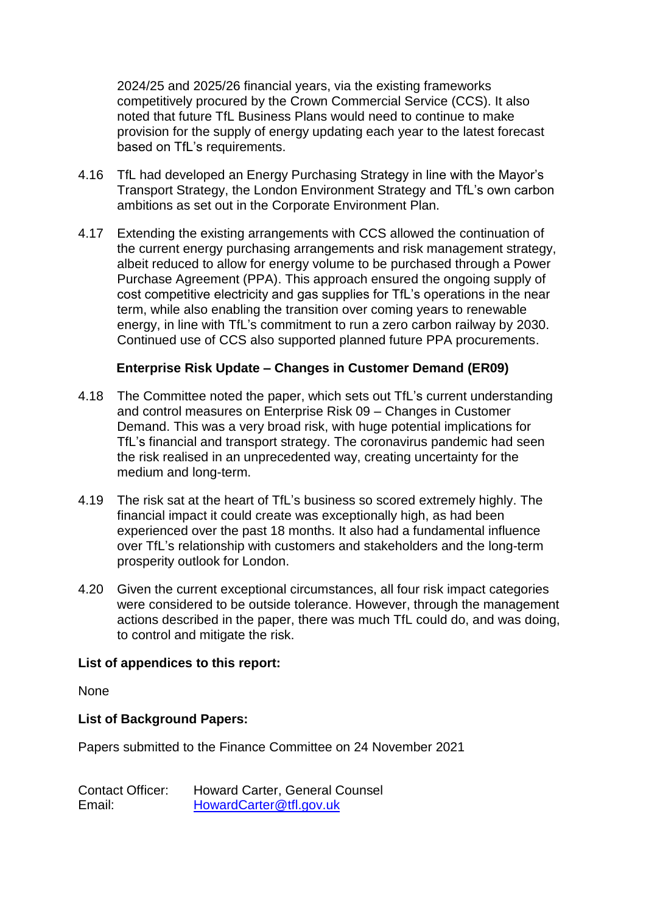2024/25 and 2025/26 financial years, via the existing frameworks competitively procured by the Crown Commercial Service (CCS). It also noted that future TfL Business Plans would need to continue to make provision for the supply of energy updating each year to the latest forecast based on TfL's requirements.

4.16 TfL had developed an Energy Purchasing Strategy in line with the Mayor's Transport Strategy, the London Environment Strategy and TfL's own carbon ambitions as set out in the Corporate Environment Plan.

4.17 Extending the existing arrangements with CCS allowed the continuation of the current energy purchasing arrangements and risk management strategy, albeit reduced to allow for energy volume to be purchased through a Power Purchase Agreement (PPA). This approach ensured the ongoing supply of cost competitive electricity and gas supplies for TfL's operations in the near term, while also enabling the transition over coming years to renewable energy, in line with TfL's commitment to run a zero carbon railway by 2030. Continued use of CCS also supported planned future PPA procurements.

**Enterprise Risk Update – Changes in Customer Demand (ER09)**

4.18 The Committee noted the paper, which sets out TfL's current understanding and control measures on Enterprise Risk 09 – Changes in Customer Demand. This was a very broad risk, with huge potential implications for TfL's financial and transport strategy. The coronavirus pandemic had seen the risk realised in an unprecedented way, creating uncertainty for the medium and long-term.

4.19 The risk sat at the heart of TfL's business so scored extremely highly. The financial impact it could create was exceptionally high, as had been experienced over the past 18 months. It also had a fundamental influence over TfL's relationship with customers and stakeholders and the long-term prosperity outlook for London.

4.20 Given the current exceptional circumstances, all four risk impact categories were considered to be outside tolerance. However, through the management actions described in the paper, there was much TfL could do, and was doing, to control and mitigate the risk.

**List of appendices to this report:**

None

**List of Background Papers:**

Papers submitted to the Finance Committee on 24 November 2021

Contact Officer: Howard Carter, General Counsel
Email: HowardCarter@tfl.gov.uk